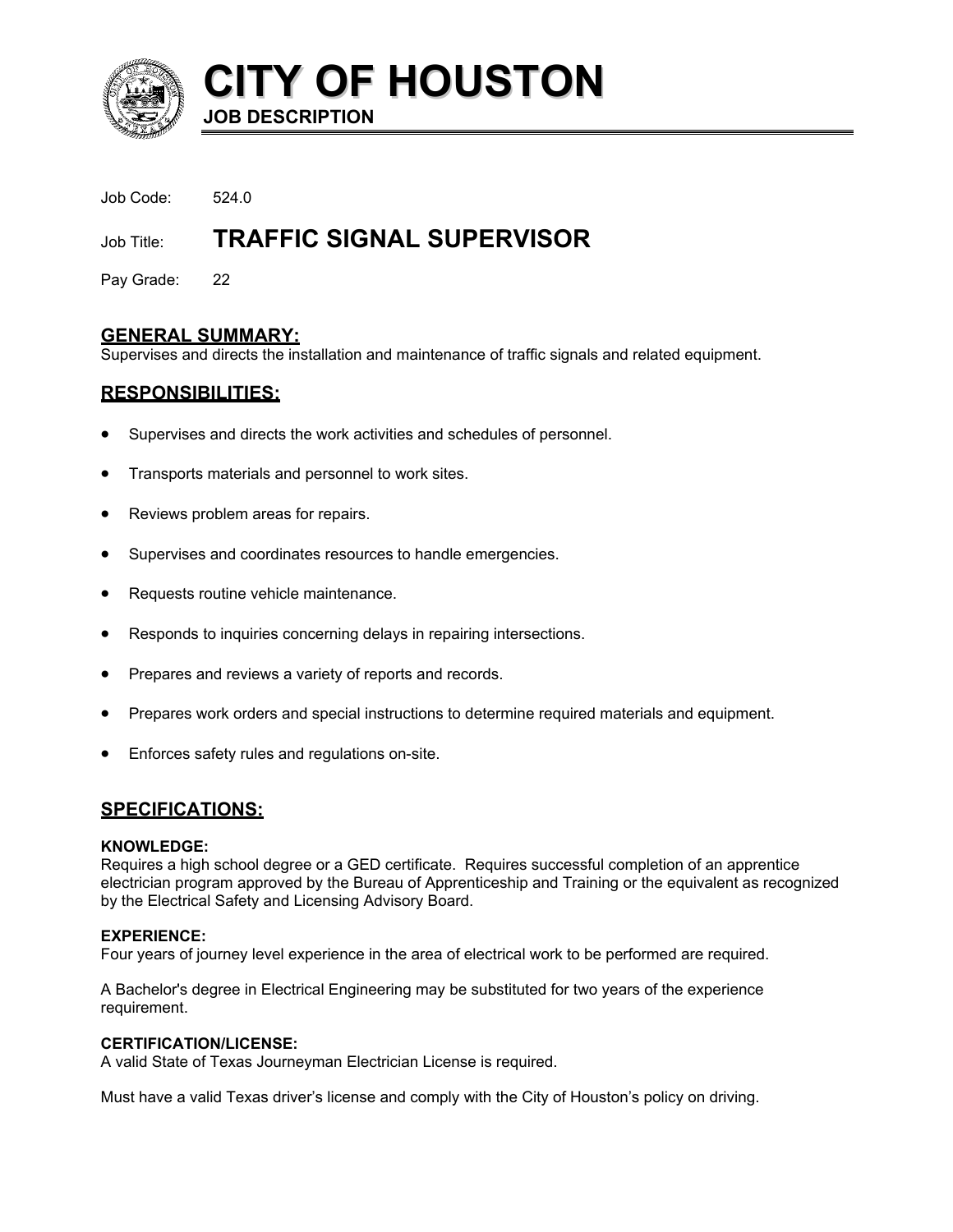# CITY OF HOUSTON

**JOB DESCRIPTION**

Job Code: 524.0

Job Title: **TRAFFIC SIGNAL SUPERVISOR**

Pay Grade: 22

## GENERAL SUMMARY:

Supervises and directs the installation and maintenance of traffic signals and related equipment.

## RESPONSIBILITIES:

- Supervises and directs the work activities and schedules of personnel.
- Transports materials and personnel to work sites.
- Reviews problem areas for repairs.
- Supervises and coordinates resources to handle emergencies.
- Requests routine vehicle maintenance.
- Responds to inquiries concerning delays in repairing intersections.
- Prepares and reviews a variety of reports and records.
- Prepares work orders and special instructions to determine required materials and equipment.
- Enforces safety rules and regulations on-site.

## SPECIFICATIONS:

**KNOWLEDGE:**

Requires a high school degree or a GED certificate. Requires successful completion of an apprentice electrician program approved by the Bureau of Apprenticeship and Training or the equivalent as recognized by the Electrical Safety and Licensing Advisory Board.

**EXPERIENCE:**

Four years of journey level experience in the area of electrical work to be performed are required.

A Bachelor's degree in Electrical Engineering may be substituted for two years of the experience requirement.

**CERTIFICATION/LICENSE:**

A valid State of Texas Journeyman Electrician License is required.

Must have a valid Texas driver's license and comply with the City of Houston's policy on driving.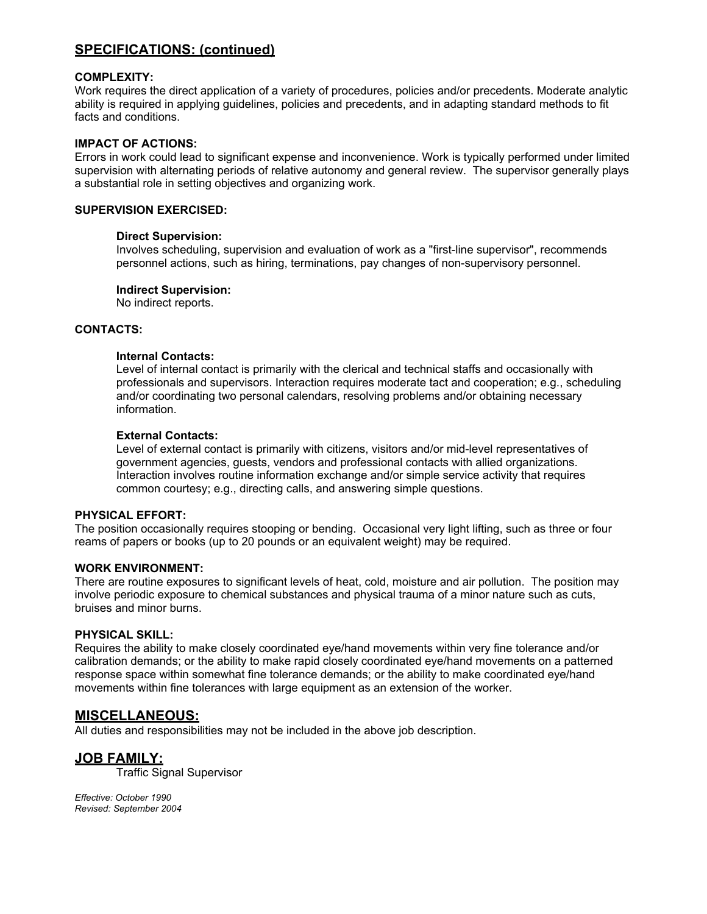## SPECIFICATIONS: (continued)

**COMPLEXITY:**
Work requires the direct application of a variety of procedures, policies and/or precedents. Moderate analytic ability is required in applying guidelines, policies and precedents, and in adapting standard methods to fit facts and conditions.

**IMPACT OF ACTIONS:**
Errors in work could lead to significant expense and inconvenience. Work is typically performed under limited supervision with alternating periods of relative autonomy and general review. The supervisor generally plays a substantial role in setting objectives and organizing work.

**SUPERVISION EXERCISED:**

**Direct Supervision:**
Involves scheduling, supervision and evaluation of work as a "first-line supervisor", recommends personnel actions, such as hiring, terminations, pay changes of non-supervisory personnel.

**Indirect Supervision:**
No indirect reports.

**CONTACTS:**

**Internal Contacts:**
Level of internal contact is primarily with the clerical and technical staffs and occasionally with professionals and supervisors. Interaction requires moderate tact and cooperation; e.g., scheduling and/or coordinating two personal calendars, resolving problems and/or obtaining necessary information.

**External Contacts:**
Level of external contact is primarily with citizens, visitors and/or mid-level representatives of government agencies, guests, vendors and professional contacts with allied organizations. Interaction involves routine information exchange and/or simple service activity that requires common courtesy; e.g., directing calls, and answering simple questions.

**PHYSICAL EFFORT:**
The position occasionally requires stooping or bending. Occasional very light lifting, such as three or four reams of papers or books (up to 20 pounds or an equivalent weight) may be required.

**WORK ENVIRONMENT:**
There are routine exposures to significant levels of heat, cold, moisture and air pollution. The position may involve periodic exposure to chemical substances and physical trauma of a minor nature such as cuts, bruises and minor burns.

**PHYSICAL SKILL:**
Requires the ability to make closely coordinated eye/hand movements within very fine tolerance and/or calibration demands; or the ability to make rapid closely coordinated eye/hand movements on a patterned response space within somewhat fine tolerance demands; or the ability to make coordinated eye/hand movements within fine tolerances with large equipment as an extension of the worker.

## MISCELLANEOUS:
All duties and responsibilities may not be included in the above job description.

## JOB FAMILY:
Traffic Signal Supervisor

*Effective: October 1990*
*Revised: September 2004*